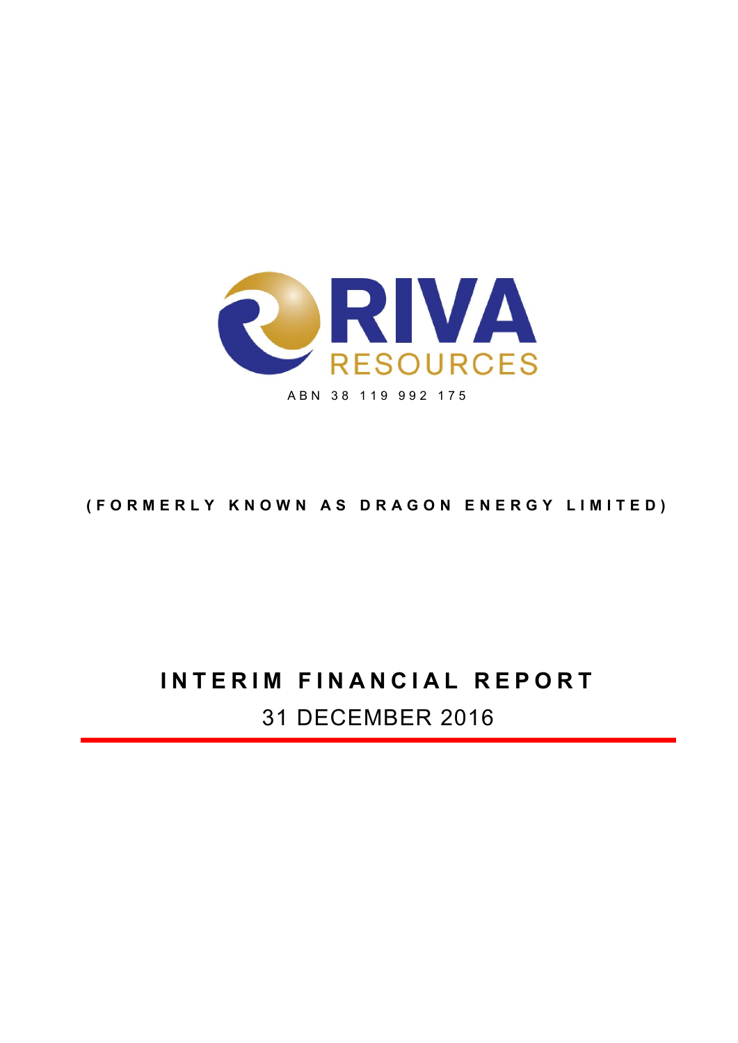# RIVA RESOURCES

ABN 38 119 992 175

**(FORMERLY KNOWN AS DRAGON ENERGY LIMITED)**

# INTERIM FINANCIAL REPORT

## 31 DECEMBER 2016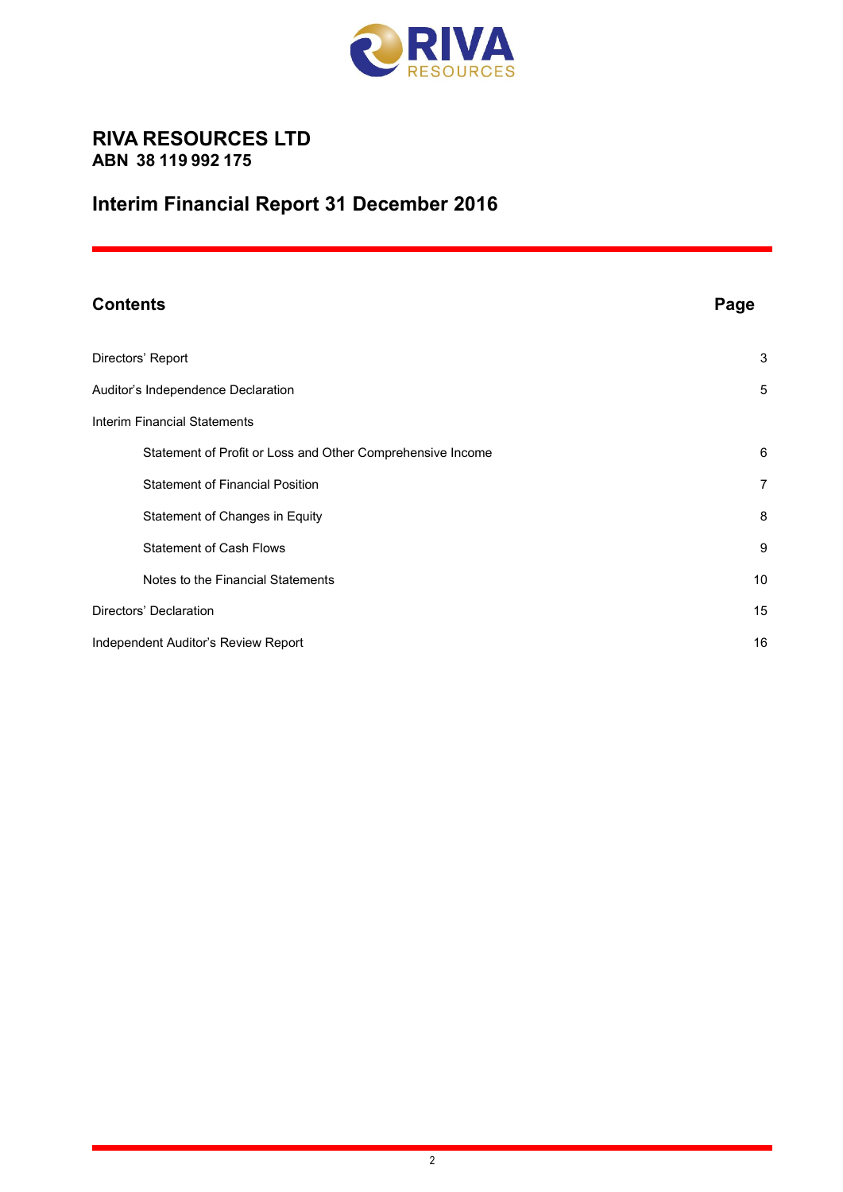# RIVA RESOURCES LTD
## ABN 38 119 992 175

## Interim Financial Report 31 December 2016

| Contents | Page |
|---|---|
| Directors' Report | 3 |
| Auditor's Independence Declaration | 5 |
| Interim Financial Statements | |
| Statement of Profit or Loss and Other Comprehensive Income | 6 |
| Statement of Financial Position | 7 |
| Statement of Changes in Equity | 8 |
| Statement of Cash Flows | 9 |
| Notes to the Financial Statements | 10 |
| Directors' Declaration | 15 |
| Independent Auditor's Review Report | 16 |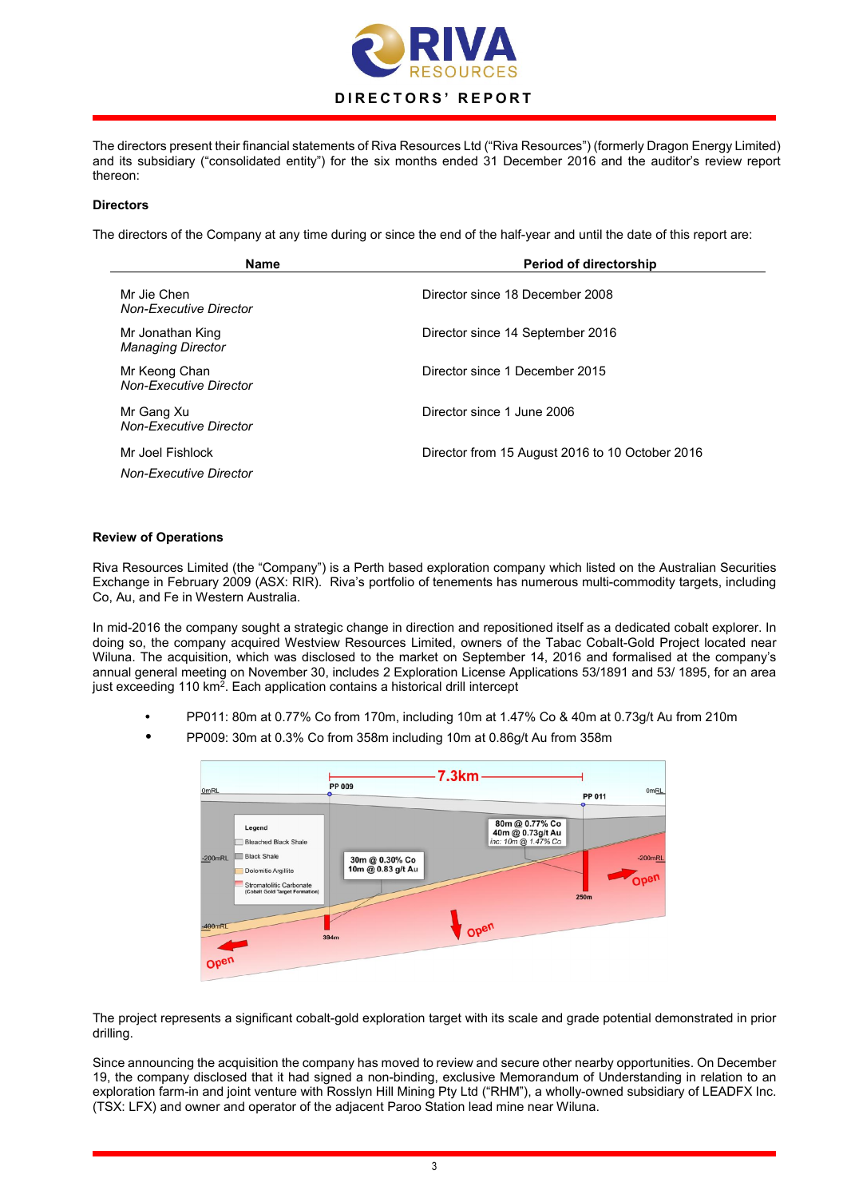# DIRECTORS' REPORT

The directors present their financial statements of Riva Resources Ltd ("Riva Resources") (formerly Dragon Energy Limited) and its subsidiary ("consolidated entity") for the six months ended 31 December 2016 and the auditor's review report thereon:

## Directors

The directors of the Company at any time during or since the end of the half-year and until the date of this report are:

| Name | Period of directorship |
|---|---|
| Mr Jie Chen<br>*Non-Executive Director* | Director since 18 December 2008 |
| Mr Jonathan King<br>*Managing Director* | Director since 14 September 2016 |
| Mr Keong Chan<br>*Non-Executive Director* | Director since 1 December 2015 |
| Mr Gang Xu<br>*Non-Executive Director* | Director since 1 June 2006 |
| Mr Joel Fishlock<br>*Non-Executive Director* | Director from 15 August 2016 to 10 October 2016 |

## Review of Operations

Riva Resources Limited (the "Company") is a Perth based exploration company which listed on the Australian Securities Exchange in February 2009 (ASX: RIR). Riva's portfolio of tenements has numerous multi-commodity targets, including Co, Au, and Fe in Western Australia.

In mid-2016 the company sought a strategic change in direction and repositioned itself as a dedicated cobalt explorer. In doing so, the company acquired Westview Resources Limited, owners of the Tabac Cobalt-Gold Project located near Wiluna. The acquisition, which was disclosed to the market on September 14, 2016 and formalised at the company's annual general meeting on November 30, includes 2 Exploration License Applications 53/1891 and 53/ 1895, for an area just exceeding 110 km$^2$. Each application contains a historical drill intercept

- PP011: 80m at 0.77% Co from 170m, including 10m at 1.47% Co & 40m at 0.73g/t Au from 210m
- PP009: 30m at 0.3% Co from 358m including 10m at 0.86g/t Au from 358m

The project represents a significant cobalt-gold exploration target with its scale and grade potential demonstrated in prior drilling.

Since announcing the acquisition the company has moved to review and secure other nearby opportunities. On December 19, the company disclosed that it had signed a non-binding, exclusive Memorandum of Understanding in relation to an exploration farm-in and joint venture with Rosslyn Hill Mining Pty Ltd ("RHM"), a wholly-owned subsidiary of LEADFX Inc. (TSX: LFX) and owner and operator of the adjacent Paroo Station lead mine near Wiluna.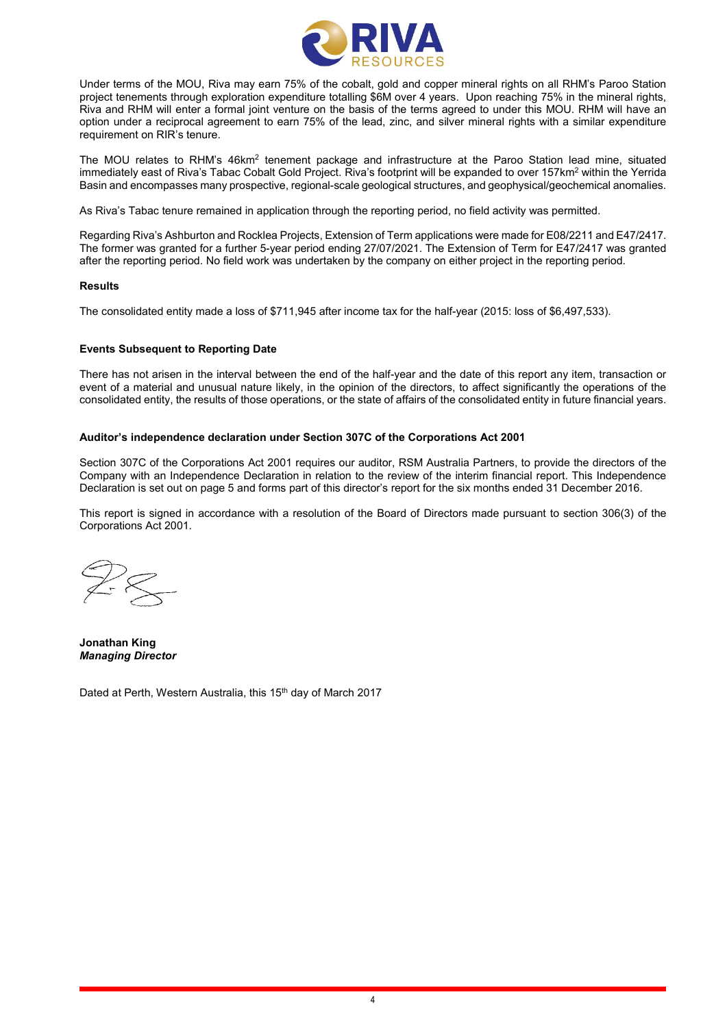Under terms of the MOU, Riva may earn 75% of the cobalt, gold and copper mineral rights on all RHM's Paroo Station project tenements through exploration expenditure totalling $6M over 4 years. Upon reaching 75% in the mineral rights, Riva and RHM will enter a formal joint venture on the basis of the terms agreed to under this MOU. RHM will have an option under a reciprocal agreement to earn 75% of the lead, zinc, and silver mineral rights with a similar expenditure requirement on RIR's tenure.

The MOU relates to RHM's 46km$^2$ tenement package and infrastructure at the Paroo Station lead mine, situated immediately east of Riva's Tabac Cobalt Gold Project. Riva's footprint will be expanded to over 157km$^2$ within the Yerrida Basin and encompasses many prospective, regional-scale geological structures, and geophysical/geochemical anomalies.

As Riva's Tabac tenure remained in application through the reporting period, no field activity was permitted.

Regarding Riva's Ashburton and Rocklea Projects, Extension of Term applications were made for E08/2211 and E47/2417. The former was granted for a further 5-year period ending 27/07/2021. The Extension of Term for E47/2417 was granted after the reporting period. No field work was undertaken by the company on either project in the reporting period.

**Results**

The consolidated entity made a loss of $711,945 after income tax for the half-year (2015: loss of $6,497,533).

**Events Subsequent to Reporting Date**

There has not arisen in the interval between the end of the half-year and the date of this report any item, transaction or event of a material and unusual nature likely, in the opinion of the directors, to affect significantly the operations of the consolidated entity, the results of those operations, or the state of affairs of the consolidated entity in future financial years.

**Auditor's independence declaration under Section 307C of the Corporations Act 2001**

Section 307C of the Corporations Act 2001 requires our auditor, RSM Australia Partners, to provide the directors of the Company with an Independence Declaration in relation to the review of the interim financial report. This Independence Declaration is set out on page 5 and forms part of this director's report for the six months ended 31 December 2016.

This report is signed in accordance with a resolution of the Board of Directors made pursuant to section 306(3) of the Corporations Act 2001.

**Jonathan King**
***Managing Director***

Dated at Perth, Western Australia, this 15th day of March 2017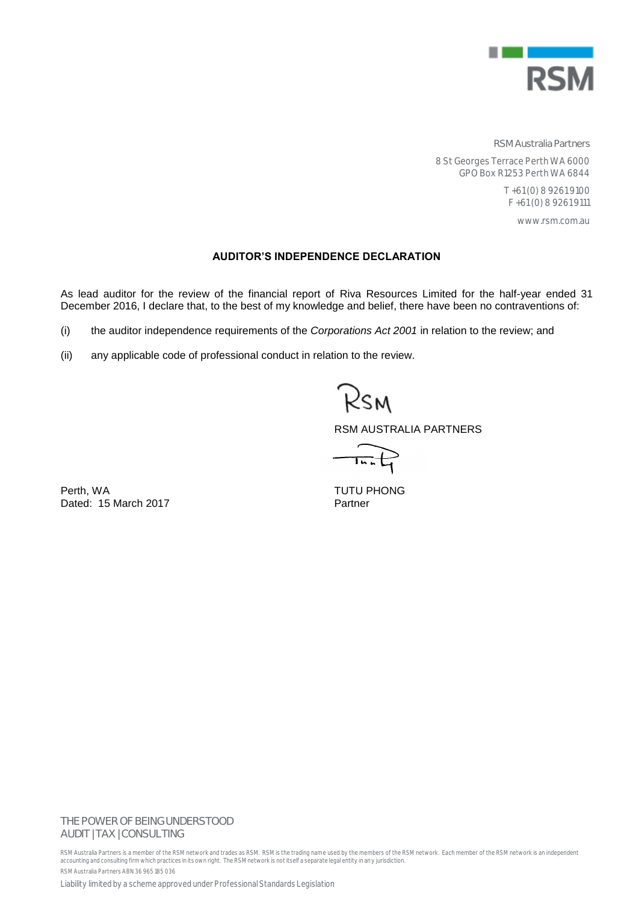RSM Australia Partners

8 St Georges Terrace Perth WA 6000
GPO Box R1253 Perth WA 6844

T +61 (0) 8 9261 9100
F +61 (0) 8 9261 9111

www.rsm.com.au

## AUDITOR'S INDEPENDENCE DECLARATION

As lead auditor for the review of the financial report of Riva Resources Limited for the half-year ended 31 December 2016, I declare that, to the best of my knowledge and belief, there have been no contraventions of:

(i) the auditor independence requirements of the *Corporations Act 2001* in relation to the review; and

(ii) any applicable code of professional conduct in relation to the review.

RSM AUSTRALIA PARTNERS

Perth, WA
Dated: 15 March 2017

TUTU PHONG
Partner

THE POWER OF BEING UNDERSTOOD
AUDIT | TAX | CONSULTING

RSM Australia Partners is a member of the RSM network and trades as RSM. RSM is the trading name used by the members of the RSM network. Each member of the RSM network is an independent accounting and consulting firm which practices in its own right. The RSM network is not itself a separate legal entity in any jurisdiction.

RSM Australia Partners ABN 36 965 185 036

Liability limited by a scheme approved under Professional Standards Legislation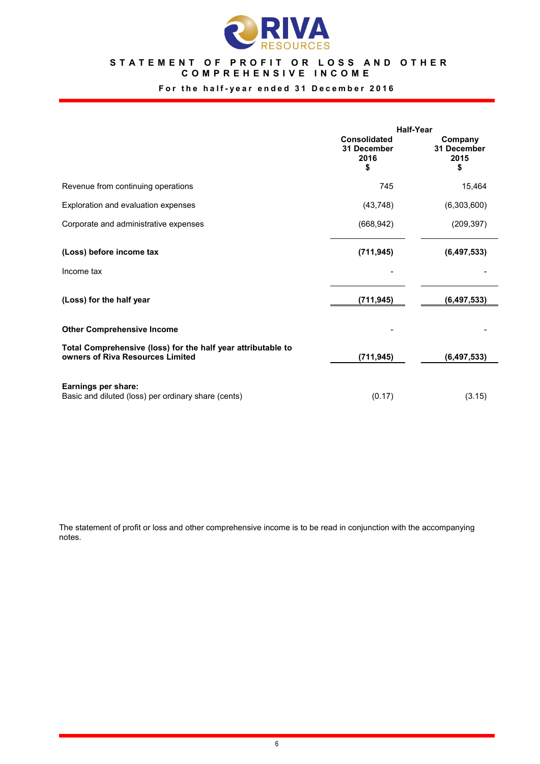# STATEMENT OF PROFIT OR LOSS AND OTHER COMPREHENSIVE INCOME

**For the half-year ended 31 December 2016**

| | Half-Year | |
|---|---|---|
| | **Consolidated 31 December 2016 $** | **Company 31 December 2015 $** |
| Revenue from continuing operations | 745 | 15,464 |
| Exploration and evaluation expenses | (43,748) | (6,303,600) |
| Corporate and administrative expenses | (668,942) | (209,397) |
| **(Loss) before income tax** | **(711,945)** | **(6,497,533)** |
| Income tax | - | - |
| **(Loss) for the half year** | **(711,945)** | **(6,497,533)** |
| **Other Comprehensive Income** | - | - |
| **Total Comprehensive (loss) for the half year attributable to owners of Riva Resources Limited** | **(711,945)** | **(6,497,533)** |
| **Earnings per share:** | | |
| Basic and diluted (loss) per ordinary share (cents) | (0.17) | (3.15) |

The statement of profit or loss and other comprehensive income is to be read in conjunction with the accompanying notes.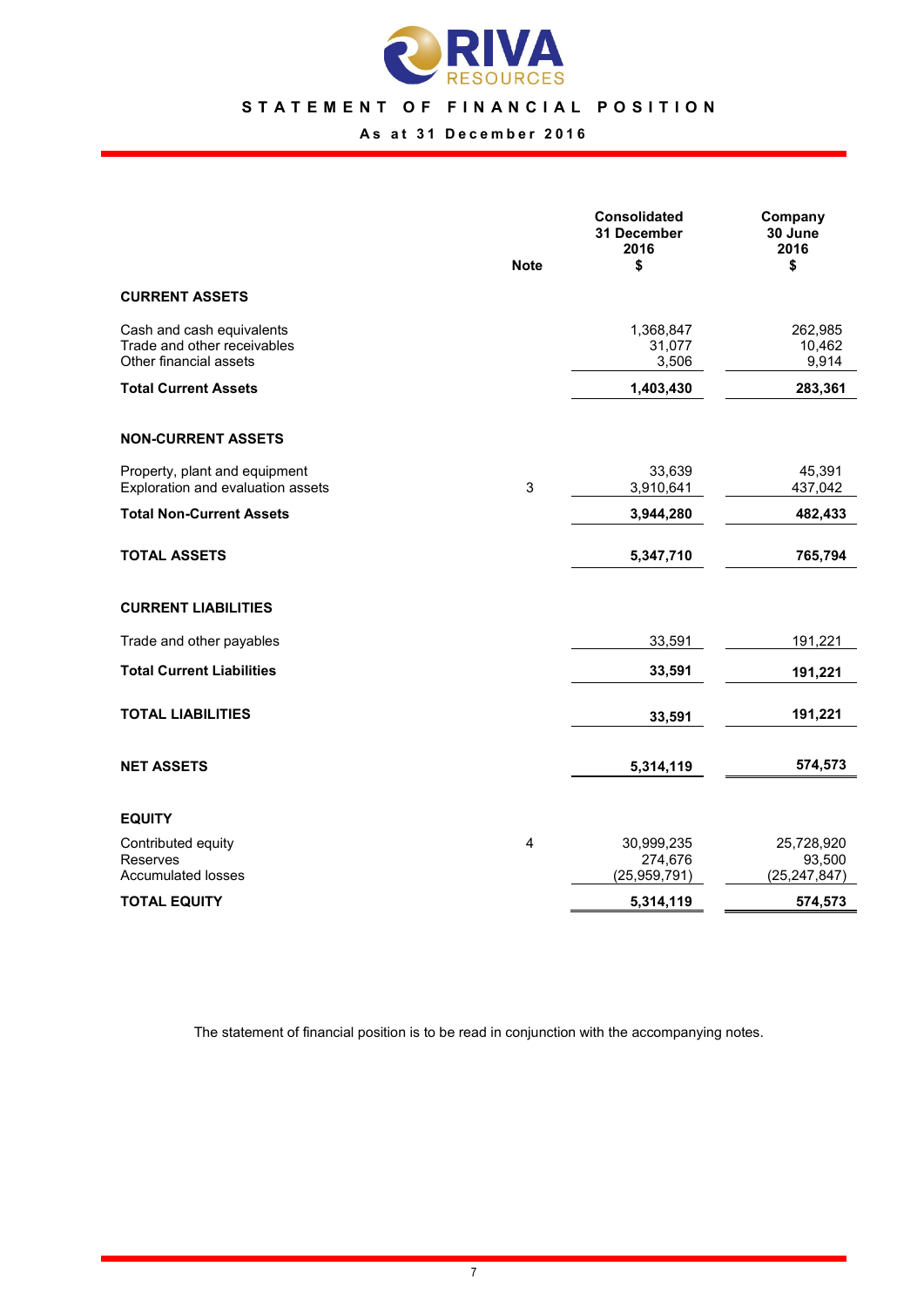# STATEMENT OF FINANCIAL POSITION

**As at 31 December 2016**

| | Note | Consolidated 31 December 2016 $ | Company 30 June 2016 $ |
|---|---|---|---|
| **CURRENT ASSETS** | | | |
| Cash and cash equivalents | | 1,368,847 | 262,985 |
| Trade and other receivables | | 31,077 | 10,462 |
| Other financial assets | | 3,506 | 9,914 |
| **Total Current Assets** | | **1,403,430** | **283,361** |
| **NON-CURRENT ASSETS** | | | |
| Property, plant and equipment | | 33,639 | 45,391 |
| Exploration and evaluation assets | 3 | 3,910,641 | 437,042 |
| **Total Non-Current Assets** | | **3,944,280** | **482,433** |
| **TOTAL ASSETS** | | **5,347,710** | **765,794** |
| **CURRENT LIABILITIES** | | | |
| Trade and other payables | | 33,591 | 191,221 |
| **Total Current Liabilities** | | **33,591** | **191,221** |
| **TOTAL LIABILITIES** | | **33,591** | **191,221** |
| **NET ASSETS** | | **5,314,119** | **574,573** |
| **EQUITY** | | | |
| Contributed equity | 4 | 30,999,235 | 25,728,920 |
| Reserves | | 274,676 | 93,500 |
| Accumulated losses | | (25,959,791) | (25,247,847) |
| **TOTAL EQUITY** | | **5,314,119** | **574,573** |

The statement of financial position is to be read in conjunction with the accompanying notes.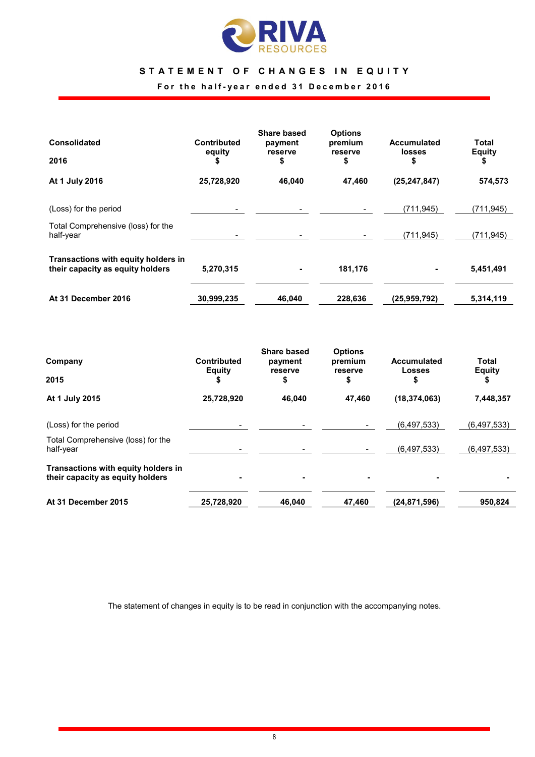# STATEMENT OF CHANGES IN EQUITY

**For the half-year ended 31 December 2016**

| **Consolidated**<br>**2016** | **Contributed equity**<br>**$** | **Share based payment reserve**<br>**$** | **Options premium reserve**<br>**$** | **Accumulated losses**<br>**$** | **Total Equity**<br>**$** |
|---|---|---|---|---|---|
| **At 1 July 2016** | **25,728,920** | **46,040** | **47,460** | **(25,247,847)** | **574,573** |
| (Loss) for the period | - | - | - | (711,945) | (711,945) |
| Total Comprehensive (loss) for the half-year | - | - | - | (711,945) | (711,945) |
| **Transactions with equity holders in their capacity as equity holders** | **5,270,315** | **-** | **181,176** | **-** | **5,451,491** |
| **At 31 December 2016** | **30,999,235** | **46,040** | **228,636** | **(25,959,792)** | **5,314,119** |

| **Company**<br>**2015** | **Contributed Equity**<br>**$** | **Share based payment reserve**<br>**$** | **Options premium reserve**<br>**$** | **Accumulated Losses**<br>**$** | **Total Equity**<br>**$** |
|---|---|---|---|---|---|
| **At 1 July 2015** | **25,728,920** | **46,040** | **47,460** | **(18,374,063)** | **7,448,357** |
| (Loss) for the period | - | - | - | (6,497,533) | (6,497,533) |
| Total Comprehensive (loss) for the half-year | - | - | - | (6,497,533) | (6,497,533) |
| **Transactions with equity holders in their capacity as equity holders** | **-** | **-** | **-** | **-** | **-** |
| **At 31 December 2015** | **25,728,920** | **46,040** | **47,460** | **(24,871,596)** | **950,824** |

The statement of changes in equity is to be read in conjunction with the accompanying notes.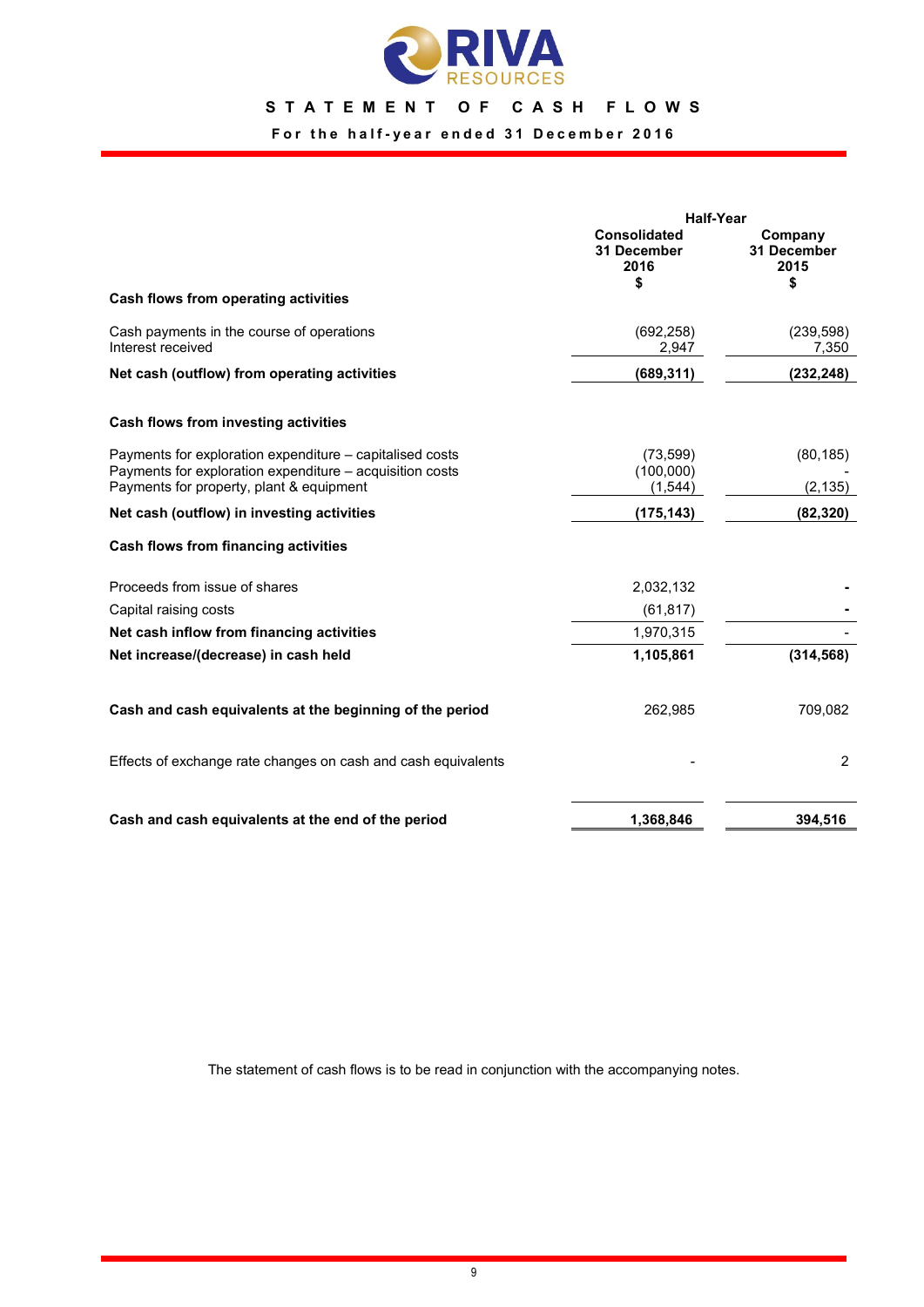# STATEMENT OF CASH FLOWS

**For the half-year ended 31 December 2016**

| | Half-Year | |
|---|---|---|
| | **Consolidated 31 December 2016 $** | **Company 31 December 2015 $** |
| **Cash flows from operating activities** | | |
| Cash payments in the course of operations | (692,258) | (239,598) |
| Interest received | 2,947 | 7,350 |
| **Net cash (outflow) from operating activities** | **(689,311)** | **(232,248)** |
| **Cash flows from investing activities** | | |
| Payments for exploration expenditure – capitalised costs | (73,599) | (80,185) |
| Payments for exploration expenditure – acquisition costs | (100,000) | - |
| Payments for property, plant & equipment | (1,544) | (2,135) |
| **Net cash (outflow) in investing activities** | **(175,143)** | **(82,320)** |
| **Cash flows from financing activities** | | |
| Proceeds from issue of shares | 2,032,132 | - |
| Capital raising costs | (61,817) | - |
| **Net cash inflow from financing activities** | 1,970,315 | - |
| **Net increase/(decrease) in cash held** | **1,105,861** | **(314,568)** |
| **Cash and cash equivalents at the beginning of the period** | 262,985 | 709,082 |
| Effects of exchange rate changes on cash and cash equivalents | - | 2 |
| **Cash and cash equivalents at the end of the period** | **1,368,846** | **394,516** |

The statement of cash flows is to be read in conjunction with the accompanying notes.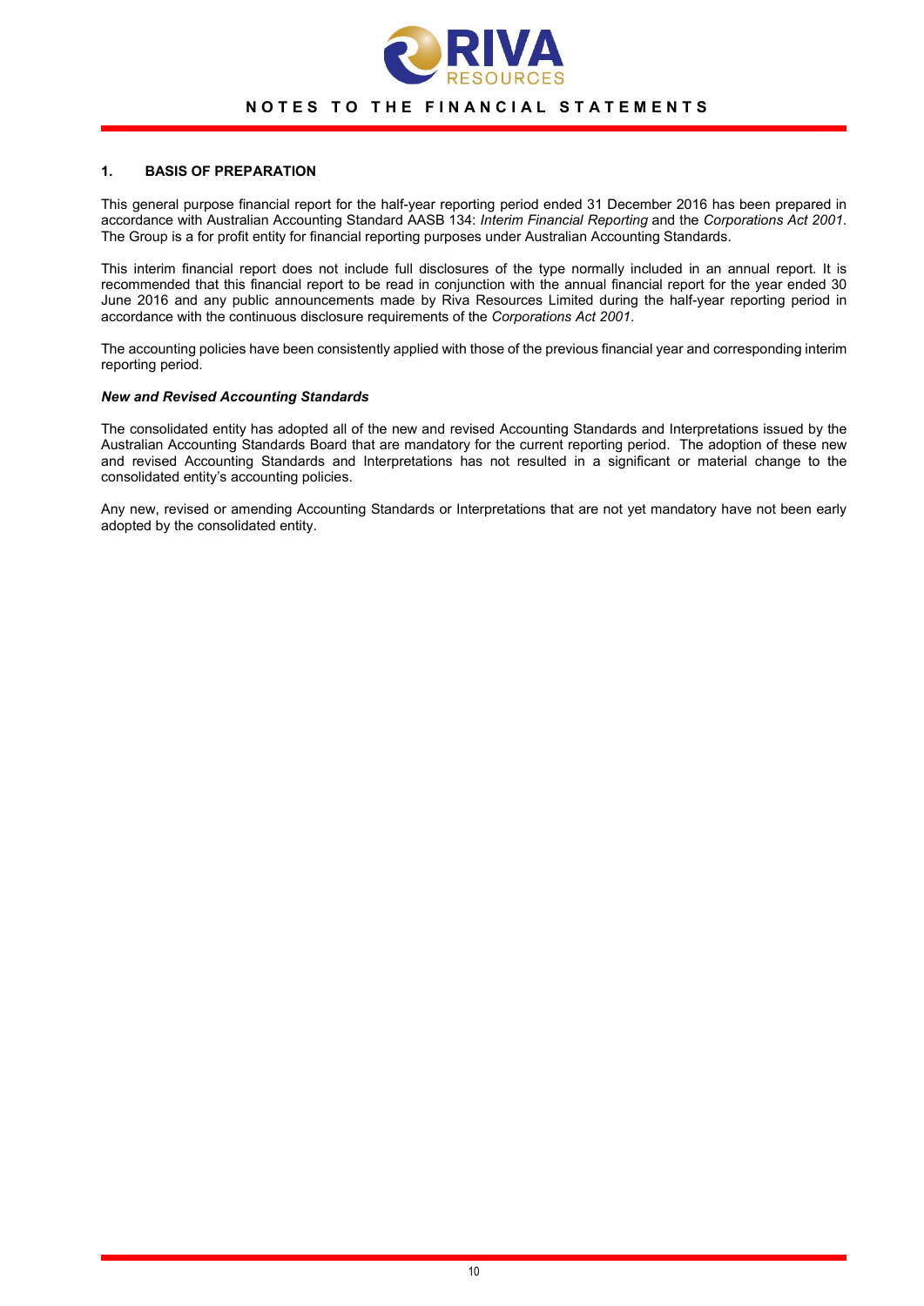# NOTES TO THE FINANCIAL STATEMENTS

## 1. BASIS OF PREPARATION

This general purpose financial report for the half-year reporting period ended 31 December 2016 has been prepared in accordance with Australian Accounting Standard AASB 134: *Interim Financial Reporting* and the *Corporations Act 2001*. The Group is a for profit entity for financial reporting purposes under Australian Accounting Standards.

This interim financial report does not include full disclosures of the type normally included in an annual report. It is recommended that this financial report to be read in conjunction with the annual financial report for the year ended 30 June 2016 and any public announcements made by Riva Resources Limited during the half-year reporting period in accordance with the continuous disclosure requirements of the *Corporations Act 2001*.

The accounting policies have been consistently applied with those of the previous financial year and corresponding interim reporting period.

### *New and Revised Accounting Standards*

The consolidated entity has adopted all of the new and revised Accounting Standards and Interpretations issued by the Australian Accounting Standards Board that are mandatory for the current reporting period. The adoption of these new and revised Accounting Standards and Interpretations has not resulted in a significant or material change to the consolidated entity's accounting policies.

Any new, revised or amending Accounting Standards or Interpretations that are not yet mandatory have not been early adopted by the consolidated entity.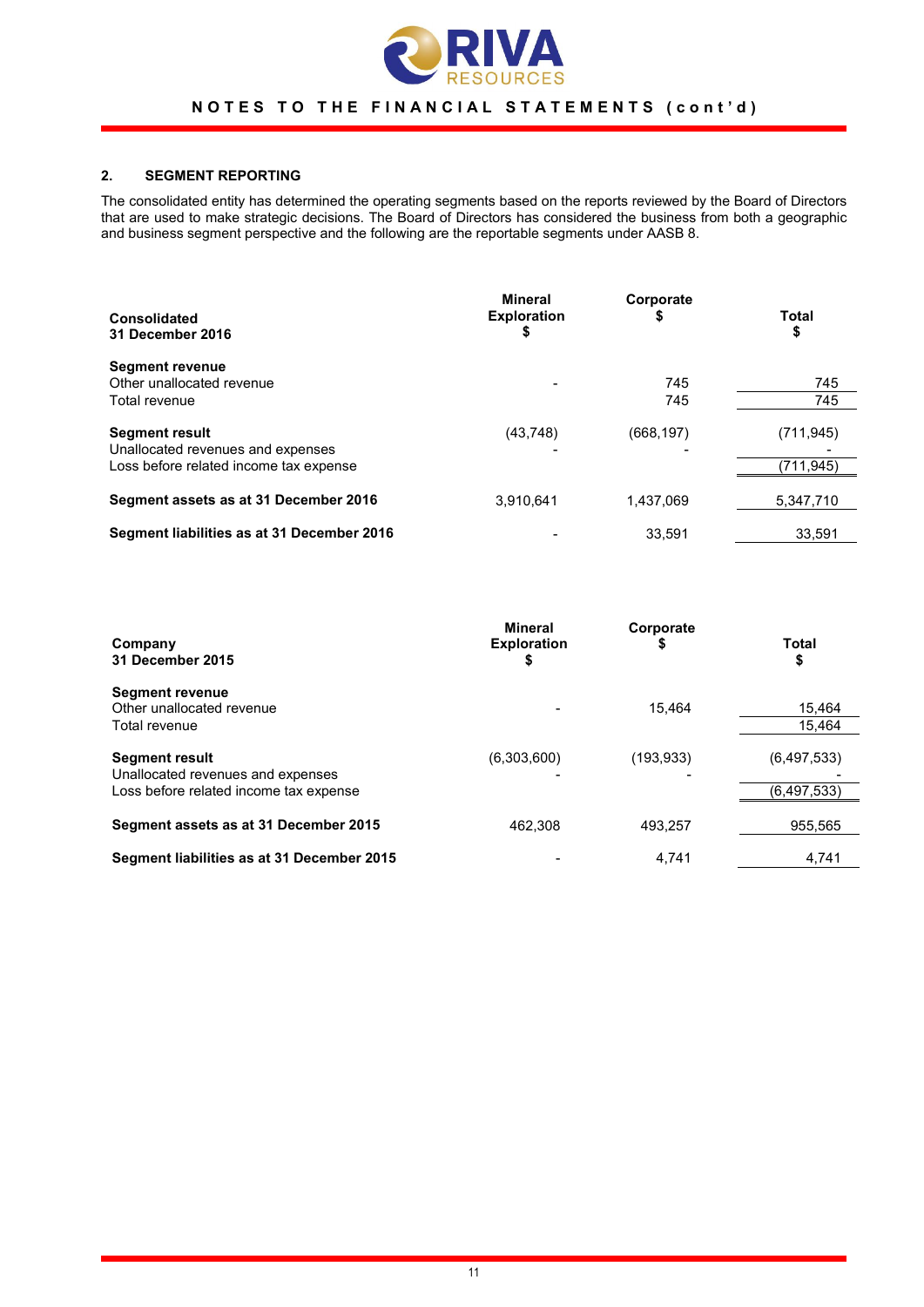## 2. SEGMENT REPORTING

The consolidated entity has determined the operating segments based on the reports reviewed by the Board of Directors that are used to make strategic decisions. The Board of Directors has considered the business from both a geographic and business segment perspective and the following are the reportable segments under AASB 8.

| **Consolidated 31 December 2016** | **Mineral Exploration $** | **Corporate $** | **Total $** |
|---|---|---|---|
| **Segment revenue** | | | |
| Other unallocated revenue | - | 745 | 745 |
| Total revenue | | 745 | 745 |
| **Segment result** | (43,748) | (668,197) | (711,945) |
| Unallocated revenues and expenses | - | - | - |
| Loss before related income tax expense | | | (711,945) |
| **Segment assets as at 31 December 2016** | 3,910,641 | 1,437,069 | 5,347,710 |
| **Segment liabilities as at 31 December 2016** | - | 33,591 | 33,591 |

| **Company 31 December 2015** | **Mineral Exploration $** | **Corporate $** | **Total $** |
|---|---|---|---|
| **Segment revenue** | | | |
| Other unallocated revenue | - | 15,464 | 15,464 |
| Total revenue | | | 15,464 |
| **Segment result** | (6,303,600) | (193,933) | (6,497,533) |
| Unallocated revenues and expenses | - | - | - |
| Loss before related income tax expense | | | (6,497,533) |
| **Segment assets as at 31 December 2015** | 462,308 | 493,257 | 955,565 |
| **Segment liabilities as at 31 December 2015** | - | 4,741 | 4,741 |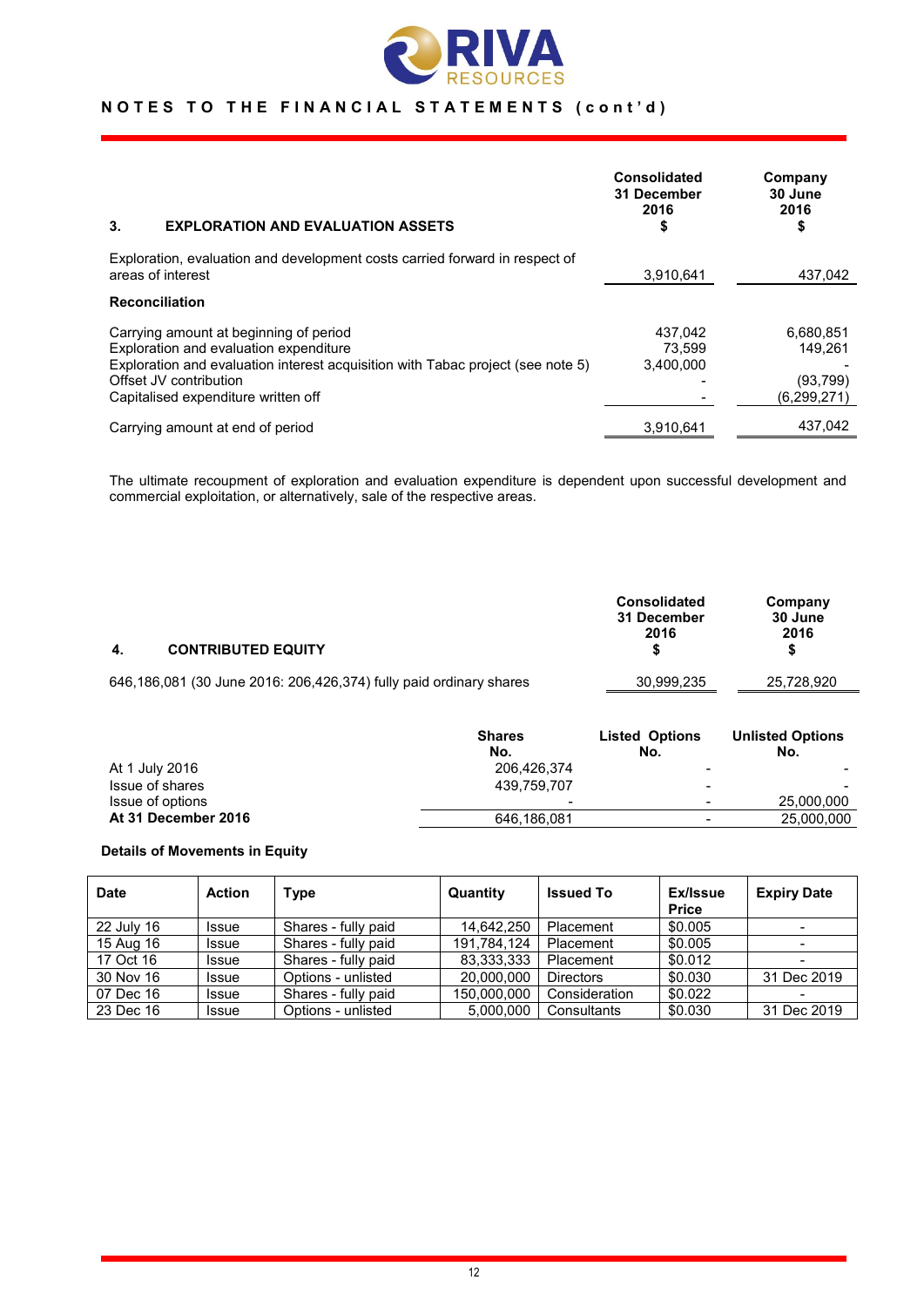## NOTES TO THE FINANCIAL STATEMENTS (cont'd)

| 3. EXPLORATION AND EVALUATION ASSETS | Consolidated 31 December 2016 $ | Company 30 June 2016 $ |
|---|---|---|
| Exploration, evaluation and development costs carried forward in respect of areas of interest | 3,910,641 | 437,042 |
| **Reconciliation** | | |
| Carrying amount at beginning of period | 437,042 | 6,680,851 |
| Exploration and evaluation expenditure | 73,599 | 149,261 |
| Exploration and evaluation interest acquisition with Tabac project (see note 5) | 3,400,000 | - |
| Offset JV contribution | - | (93,799) |
| Capitalised expenditure written off | - | (6,299,271) |
| Carrying amount at end of period | 3,910,641 | 437,042 |

The ultimate recoupment of exploration and evaluation expenditure is dependent upon successful development and commercial exploitation, or alternatively, sale of the respective areas.

| 4. CONTRIBUTED EQUITY | Consolidated 31 December 2016 $ | Company 30 June 2016 $ |
|---|---|---|
| 646,186,081 (30 June 2016: 206,426,374) fully paid ordinary shares | 30,999,235 | 25,728,920 |

| | Shares No. | Listed Options No. | Unlisted Options No. |
|---|---|---|---|
| At 1 July 2016 | 206,426,374 | - | - |
| Issue of shares | 439,759,707 | - | - |
| Issue of options | - | - | 25,000,000 |
| **At 31 December 2016** | 646,186,081 | - | 25,000,000 |

**Details of Movements in Equity**

| Date | Action | Type | Quantity | Issued To | Ex/Issue Price | Expiry Date |
|---|---|---|---|---|---|---|
| 22 July 16 | Issue | Shares - fully paid | 14,642,250 | Placement | $0.005 | - |
| 15 Aug 16 | Issue | Shares - fully paid | 191,784,124 | Placement | $0.005 | - |
| 17 Oct 16 | Issue | Shares - fully paid | 83,333,333 | Placement | $0.012 | - |
| 30 Nov 16 | Issue | Options - unlisted | 20,000,000 | Directors | $0.030 | 31 Dec 2019 |
| 07 Dec 16 | Issue | Shares - fully paid | 150,000,000 | Consideration | $0.022 | - |
| 23 Dec 16 | Issue | Options - unlisted | 5,000,000 | Consultants | $0.030 | 31 Dec 2019 |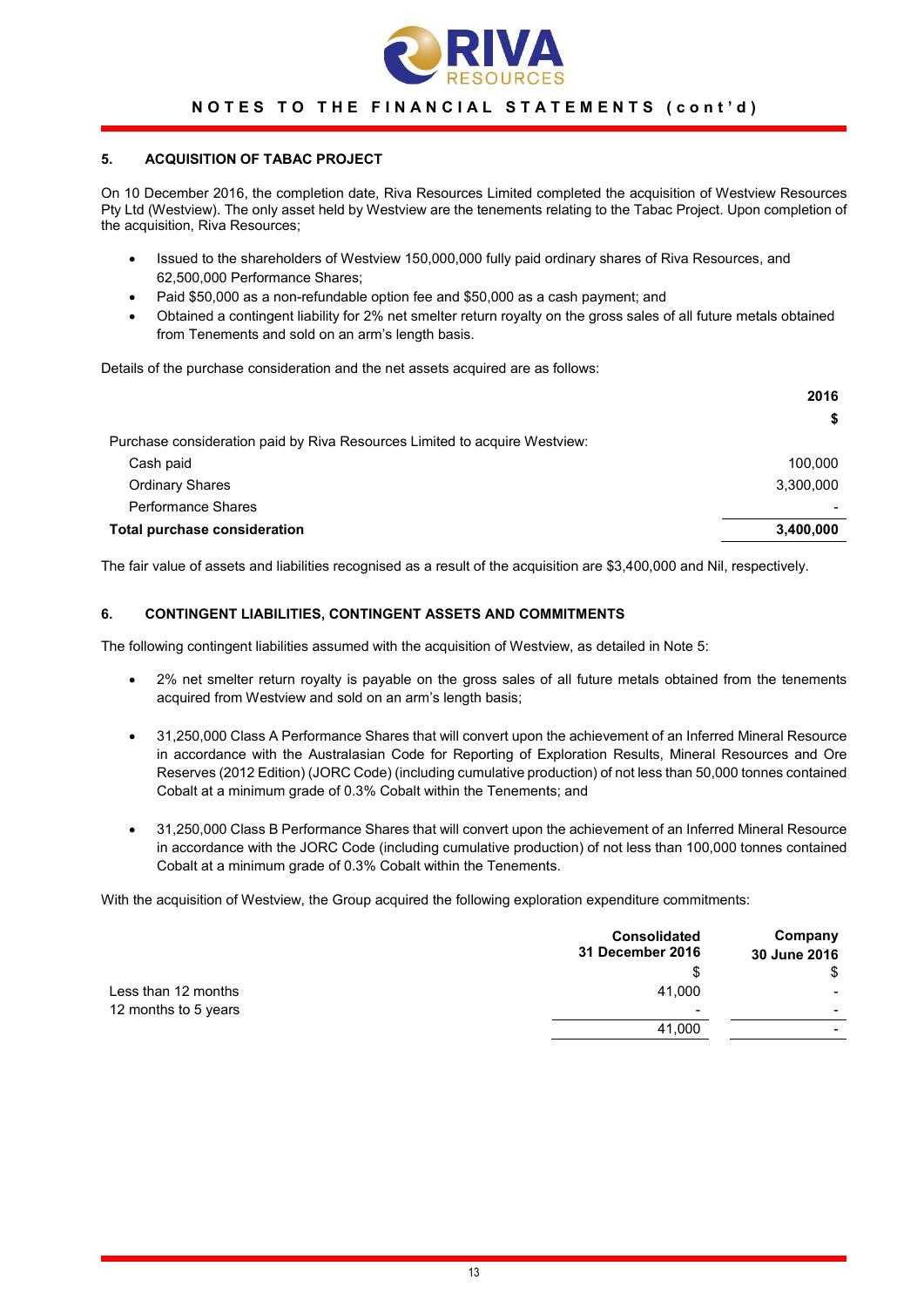## 5. ACQUISITION OF TABAC PROJECT

On 10 December 2016, the completion date, Riva Resources Limited completed the acquisition of Westview Resources Pty Ltd (Westview). The only asset held by Westview are the tenements relating to the Tabac Project. Upon completion of the acquisition, Riva Resources;

- Issued to the shareholders of Westview 150,000,000 fully paid ordinary shares of Riva Resources, and 62,500,000 Performance Shares;
- Paid $50,000 as a non-refundable option fee and $50,000 as a cash payment; and
- Obtained a contingent liability for 2% net smelter return royalty on the gross sales of all future metals obtained from Tenements and sold on an arm's length basis.

Details of the purchase consideration and the net assets acquired are as follows:

| | 2016 |
|---|---|
| | $ |
| Purchase consideration paid by Riva Resources Limited to acquire Westview: | |
| Cash paid | 100,000 |
| Ordinary Shares | 3,300,000 |
| Performance Shares | - |
| **Total purchase consideration** | **3,400,000** |

The fair value of assets and liabilities recognised as a result of the acquisition are $3,400,000 and Nil, respectively.

## 6. CONTINGENT LIABILITIES, CONTINGENT ASSETS AND COMMITMENTS

The following contingent liabilities assumed with the acquisition of Westview, as detailed in Note 5:

- 2% net smelter return royalty is payable on the gross sales of all future metals obtained from the tenements acquired from Westview and sold on an arm's length basis;
- 31,250,000 Class A Performance Shares that will convert upon the achievement of an Inferred Mineral Resource in accordance with the Australasian Code for Reporting of Exploration Results, Mineral Resources and Ore Reserves (2012 Edition) (JORC Code) (including cumulative production) of not less than 50,000 tonnes contained Cobalt at a minimum grade of 0.3% Cobalt within the Tenements; and
- 31,250,000 Class B Performance Shares that will convert upon the achievement of an Inferred Mineral Resource in accordance with the JORC Code (including cumulative production) of not less than 100,000 tonnes contained Cobalt at a minimum grade of 0.3% Cobalt within the Tenements.

With the acquisition of Westview, the Group acquired the following exploration expenditure commitments:

| | Consolidated 31 December 2016 | Company 30 June 2016 |
|---|---|---|
| | $ | $ |
| Less than 12 months | 41,000 | - |
| 12 months to 5 years | - | - |
| | 41,000 | - |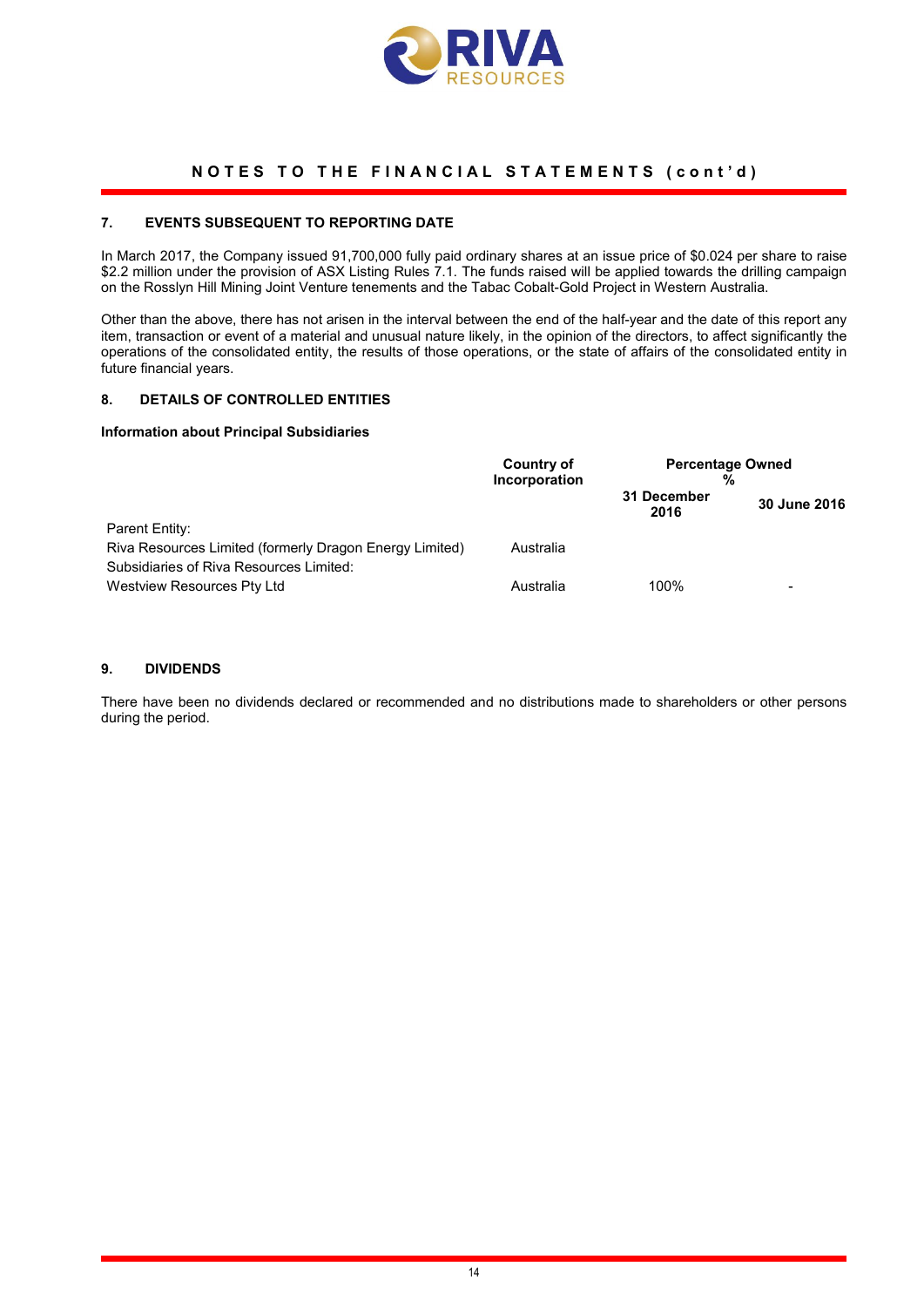## NOTES TO THE FINANCIAL STATEMENTS (cont'd)

### 7. EVENTS SUBSEQUENT TO REPORTING DATE

In March 2017, the Company issued 91,700,000 fully paid ordinary shares at an issue price of $0.024 per share to raise $2.2 million under the provision of ASX Listing Rules 7.1. The funds raised will be applied towards the drilling campaign on the Rosslyn Hill Mining Joint Venture tenements and the Tabac Cobalt-Gold Project in Western Australia.

Other than the above, there has not arisen in the interval between the end of the half-year and the date of this report any item, transaction or event of a material and unusual nature likely, in the opinion of the directors, to affect significantly the operations of the consolidated entity, the results of those operations, or the state of affairs of the consolidated entity in future financial years.

### 8. DETAILS OF CONTROLLED ENTITIES

**Information about Principal Subsidiaries**

| | Country of Incorporation | Percentage Owned % | |
|---|---|---|---|
| | | **31 December 2016** | **30 June 2016** |
| Parent Entity: | | | |
| Riva Resources Limited (formerly Dragon Energy Limited) | Australia | | |
| Subsidiaries of Riva Resources Limited: | | | |
| Westview Resources Pty Ltd | Australia | 100% | - |

### 9. DIVIDENDS

There have been no dividends declared or recommended and no distributions made to shareholders or other persons during the period.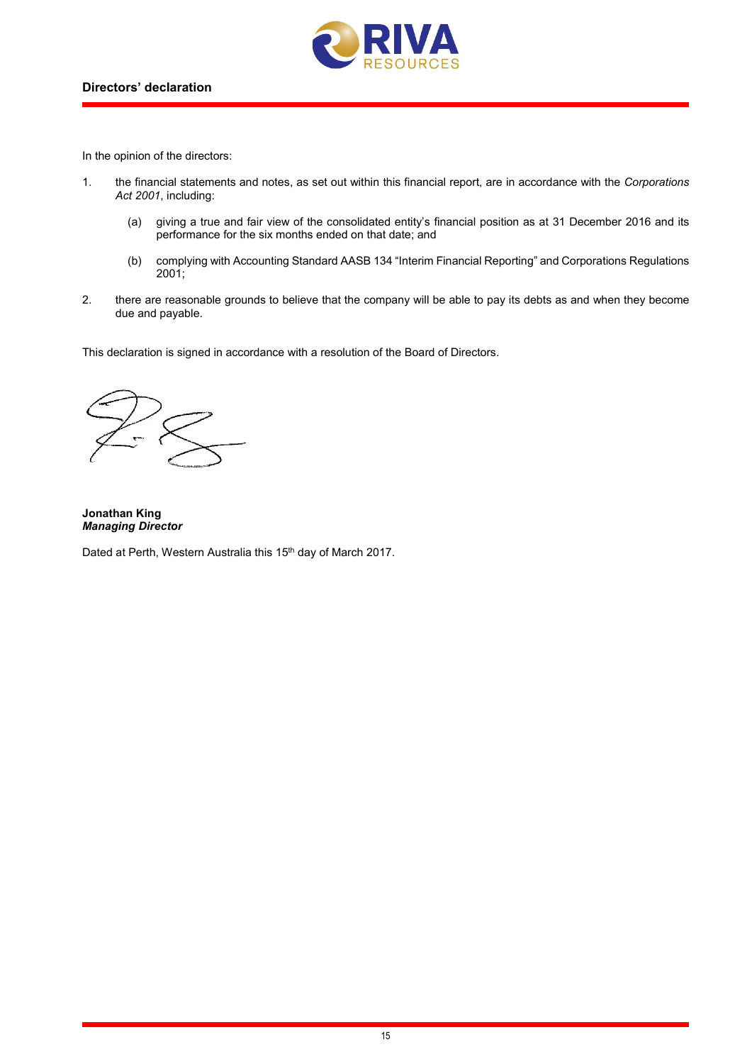## Directors' declaration

In the opinion of the directors:

1. the financial statements and notes, as set out within this financial report, are in accordance with the *Corporations Act 2001*, including:

   (a) giving a true and fair view of the consolidated entity's financial position as at 31 December 2016 and its performance for the six months ended on that date; and

   (b) complying with Accounting Standard AASB 134 "Interim Financial Reporting" and Corporations Regulations 2001;

2. there are reasonable grounds to believe that the company will be able to pay its debts as and when they become due and payable.

This declaration is signed in accordance with a resolution of the Board of Directors.

**Jonathan King**
***Managing Director***

Dated at Perth, Western Australia this 15th day of March 2017.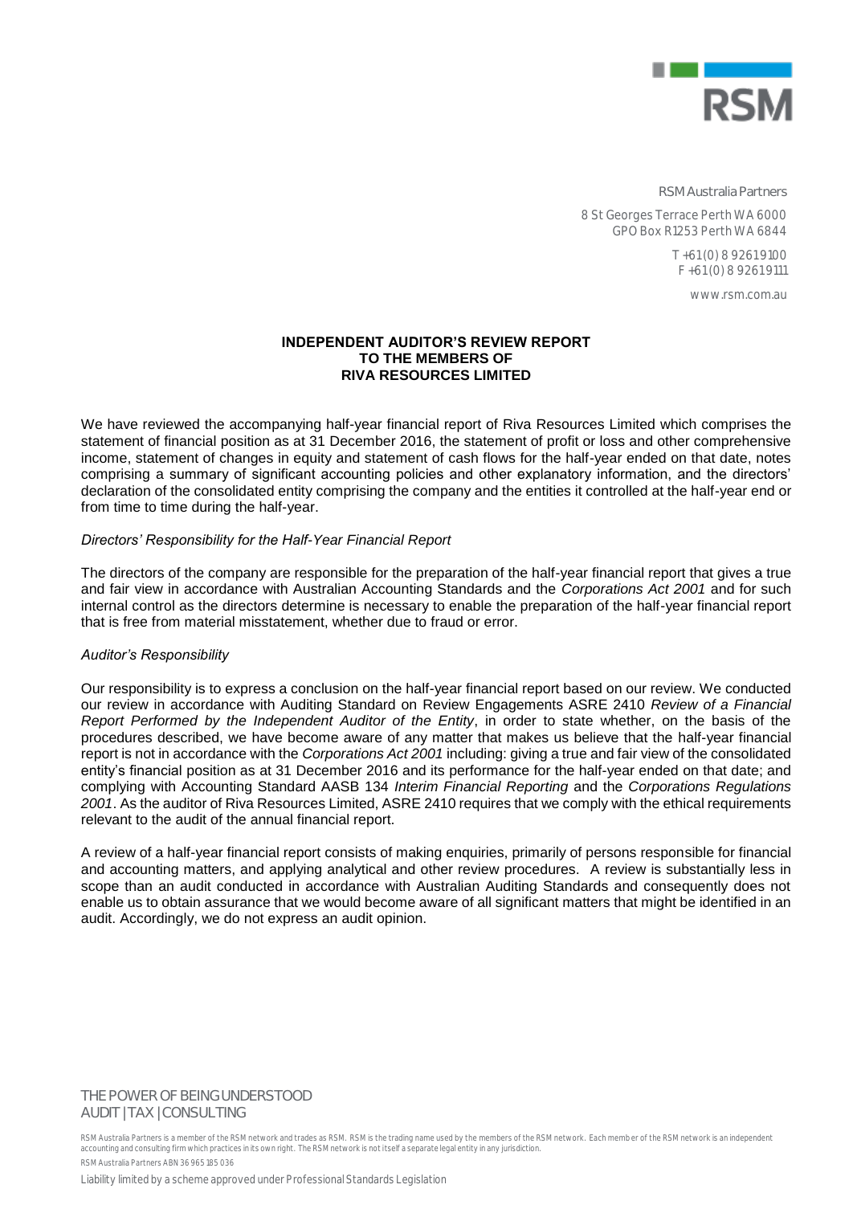RSM

RSM Australia Partners

8 St Georges Terrace Perth WA 6000
GPO Box R1253 Perth WA 6844

T +61(0) 8 9261 9100
F +61(0) 8 9261 9111

www.rsm.com.au

**INDEPENDENT AUDITOR'S REVIEW REPORT**
**TO THE MEMBERS OF**
**RIVA RESOURCES LIMITED**

We have reviewed the accompanying half-year financial report of Riva Resources Limited which comprises the statement of financial position as at 31 December 2016, the statement of profit or loss and other comprehensive income, statement of changes in equity and statement of cash flows for the half-year ended on that date, notes comprising a summary of significant accounting policies and other explanatory information, and the directors' declaration of the consolidated entity comprising the company and the entities it controlled at the half-year end or from time to time during the half-year.

*Directors' Responsibility for the Half-Year Financial Report*

The directors of the company are responsible for the preparation of the half-year financial report that gives a true and fair view in accordance with Australian Accounting Standards and the *Corporations Act 2001* and for such internal control as the directors determine is necessary to enable the preparation of the half-year financial report that is free from material misstatement, whether due to fraud or error.

*Auditor's Responsibility*

Our responsibility is to express a conclusion on the half-year financial report based on our review. We conducted our review in accordance with Auditing Standard on Review Engagements ASRE 2410 *Review of a Financial Report Performed by the Independent Auditor of the Entity*, in order to state whether, on the basis of the procedures described, we have become aware of any matter that makes us believe that the half-year financial report is not in accordance with the *Corporations Act 2001* including: giving a true and fair view of the consolidated entity's financial position as at 31 December 2016 and its performance for the half-year ended on that date; and complying with Accounting Standard AASB 134 *Interim Financial Reporting* and the *Corporations Regulations 2001*. As the auditor of Riva Resources Limited, ASRE 2410 requires that we comply with the ethical requirements relevant to the audit of the annual financial report.

A review of a half-year financial report consists of making enquiries, primarily of persons responsible for financial and accounting matters, and applying analytical and other review procedures. A review is substantially less in scope than an audit conducted in accordance with Australian Auditing Standards and consequently does not enable us to obtain assurance that we would become aware of all significant matters that might be identified in an audit. Accordingly, we do not express an audit opinion.

THE POWER OF BEING UNDERSTOOD
AUDIT | TAX | CONSULTING

RSM Australia Partners is a member of the RSM network and trades as RSM. RSM is the trading name used by the members of the RSM network. Each member of the RSM network is an independent accounting and consulting firm which practices in its own right. The RSM network is not itself a separate legal entity in any jurisdiction.

RSM Australia Partners ABN 36 965 185 036

Liability limited by a scheme approved under Professional Standards Legislation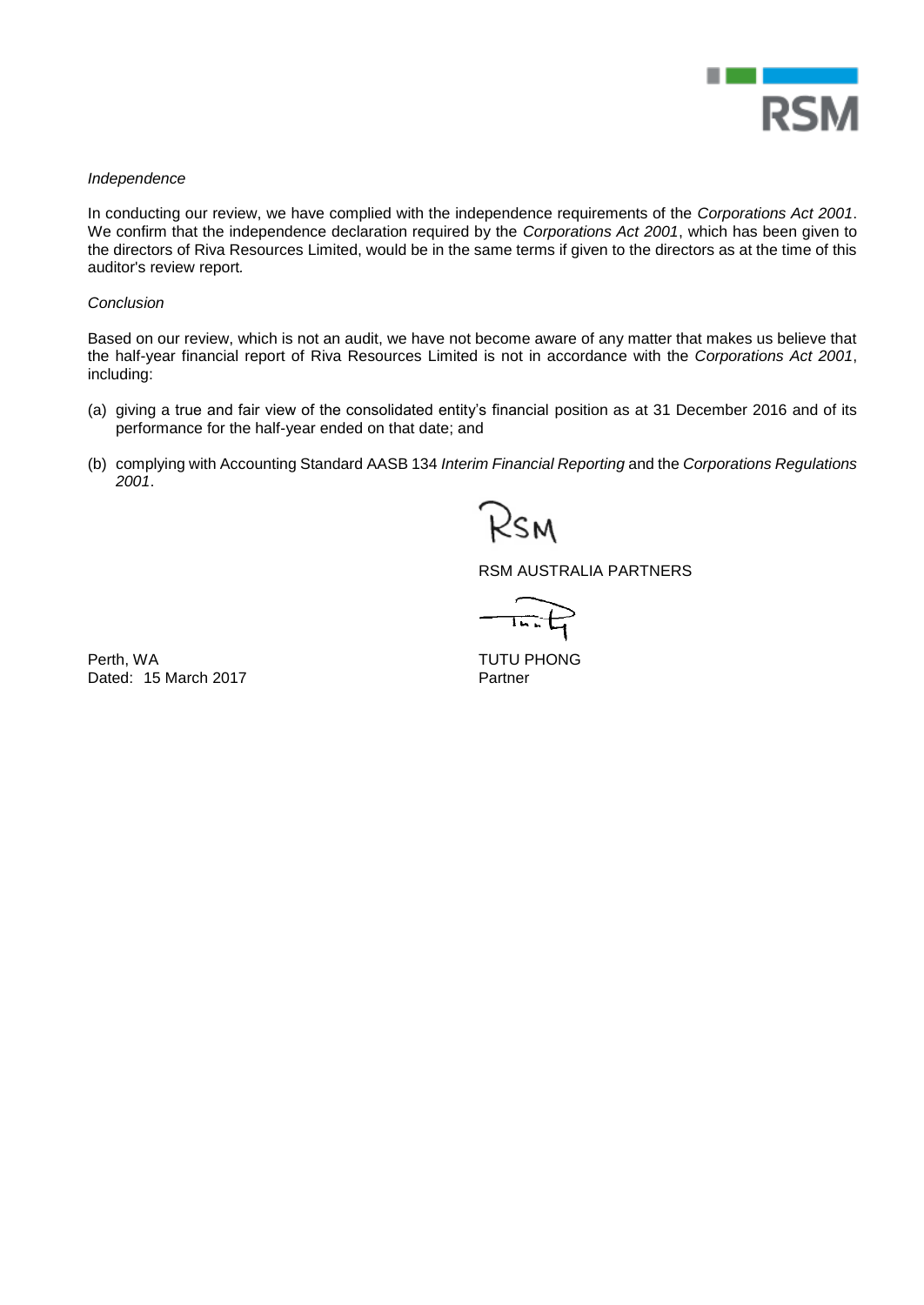*Independence*

In conducting our review, we have complied with the independence requirements of the *Corporations Act 2001*. We confirm that the independence declaration required by the *Corporations Act 2001*, which has been given to the directors of Riva Resources Limited, would be in the same terms if given to the directors as at the time of this auditor's review report.

*Conclusion*

Based on our review, which is not an audit, we have not become aware of any matter that makes us believe that the half-year financial report of Riva Resources Limited is not in accordance with the *Corporations Act 2001*, including:

(a) giving a true and fair view of the consolidated entity's financial position as at 31 December 2016 and of its performance for the half-year ended on that date; and

(b) complying with Accounting Standard AASB 134 *Interim Financial Reporting* and the *Corporations Regulations 2001*.

RSM

RSM AUSTRALIA PARTNERS

TUTU PHONG
Partner

Perth, WA
Dated: 15 March 2017